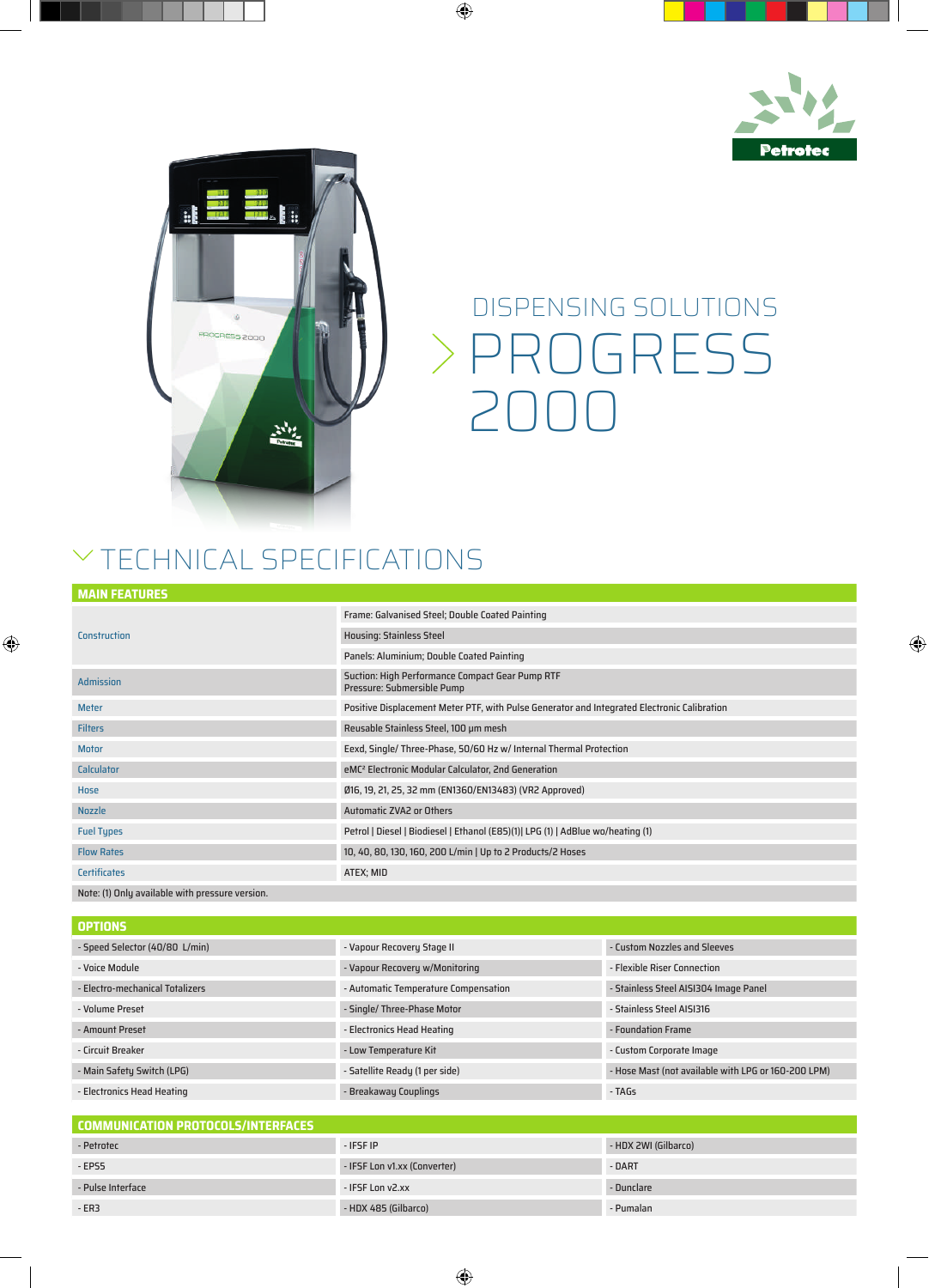Petrotec

# DISPENSING SOLUTIONS

# PROGRESS 2000

## TECHNICAL SPECIFICATIONS

| MAIN FEATURES | |
|---|---|
| Construction | Frame: Galvanised Steel; Double Coated Painting |
| | Housing: Stainless Steel |
| | Panels: Aluminium; Double Coated Painting |
| Admission | Suction: High Performance Compact Gear Pump RTF<br>Pressure: Submersible Pump |
| Meter | Positive Displacement Meter PTF, with Pulse Generator and Integrated Electronic Calibration |
| Filters | Reusable Stainless Steel, 100 μm mesh |
| Motor | Eexd, Single/ Three-Phase, 50/60 Hz w/ Internal Thermal Protection |
| Calculator | eMC² Electronic Modular Calculator, 2nd Generation |
| Hose | Ø16, 19, 21, 25, 32 mm (EN1360/EN13483) (VR2 Approved) |
| Nozzle | Automatic ZVA2 or Others |
| Fuel Types | Petrol \| Diesel \| Biodiesel \| Ethanol (E85)(1)\| LPG (1) \| AdBlue wo/heating (1) |
| Flow Rates | 10, 40, 80, 130, 160, 200 L/min \| Up to 2 Products/2 Hoses |
| Certificates | ATEX; MID |

Note: (1) Only available with pressure version.

| OPTIONS | | |
|---|---|---|
| - Speed Selector (40/80 L/min) | - Vapour Recovery Stage II | - Custom Nozzles and Sleeves |
| - Voice Module | - Vapour Recovery w/Monitoring | - Flexible Riser Connection |
| - Electro-mechanical Totalizers | - Automatic Temperature Compensation | - Stainless Steel AISI304 Image Panel |
| - Volume Preset | - Single/ Three-Phase Motor | - Stainless Steel AISI316 |
| - Amount Preset | - Electronics Head Heating | - Foundation Frame |
| - Circuit Breaker | - Low Temperature Kit | - Custom Corporate Image |
| - Main Safety Switch (LPG) | - Satellite Ready (1 per side) | - Hose Mast (not available with LPG or 160-200 LPM) |
| - Electronics Head Heating | - Breakaway Couplings | - TAGs |

| COMMUNICATION PROTOCOLS/INTERFACES | | |
|---|---|---|
| - Petrotec | - IFSF IP | - HDX 2WI (Gilbarco) |
| - EPS5 | - IFSF Lon v1.xx (Converter) | - DART |
| - Pulse Interface | - IFSF Lon v2.xx | - Dunclare |
| - ER3 | - HDX 485 (Gilbarco) | - Pumalan |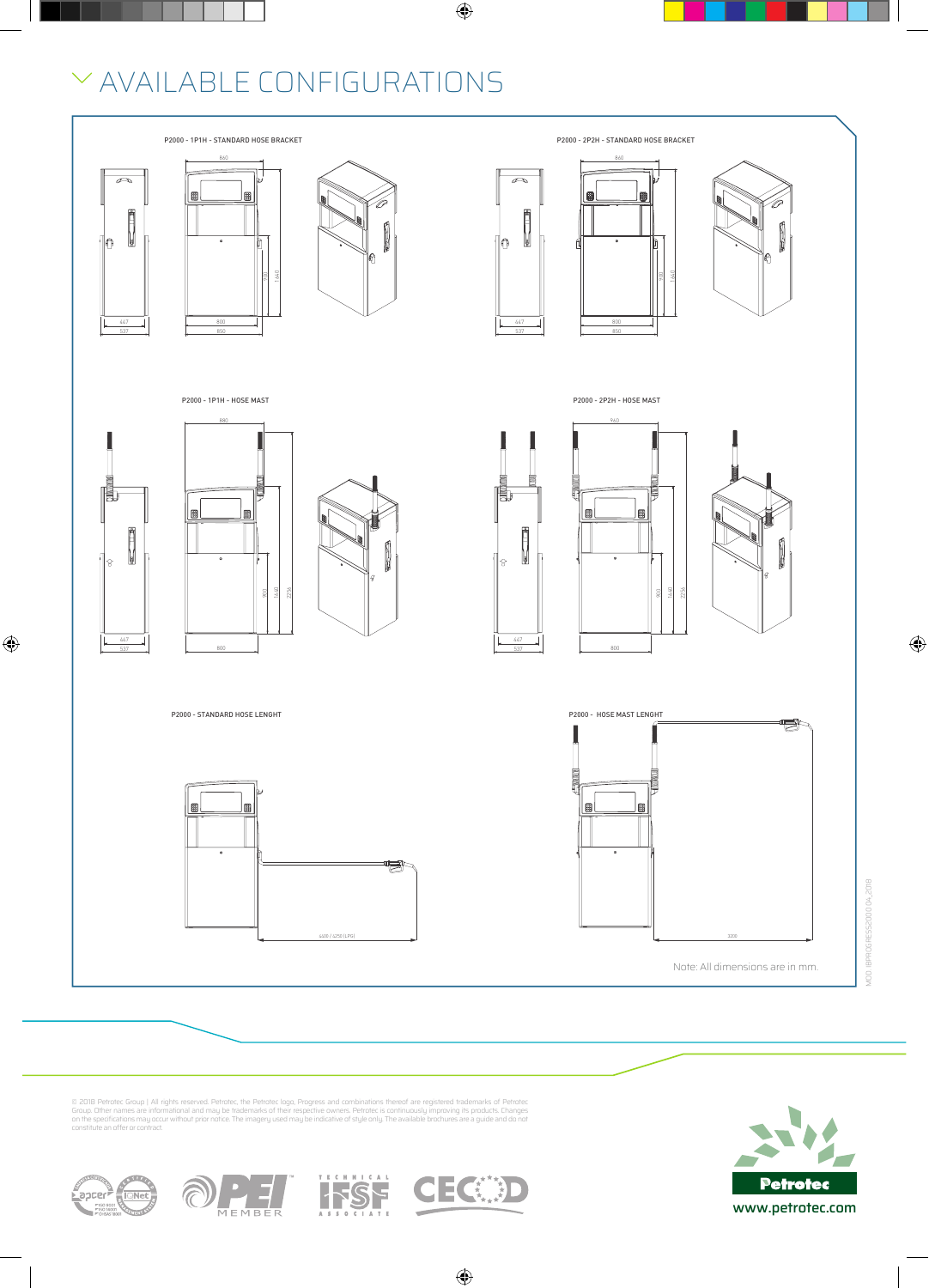# AVAILABLE CONFIGURATIONS

P2000 - 1P1H - STANDARD HOSE BRACKET

860
447
537
800
850
900
1640

P2000 - 2P2H - STANDARD HOSE BRACKET

860
447
537
800
850
900
1640

P2000 - 1P1H - HOSE MAST

880
447
537
800
900
1640
2276

P2000 - 2P2H - HOSE MAST

960
447
537
800
900
1640
2276

P2000 - STANDARD HOSE LENGHT

4500 / 4250 (LPG)

P2000 - HOSE MAST LENGHT

3200

Note: All dimensions are in mm.

MOD. BPROGRESS2000 04_2018

© 2018 Petrotec Group | All rights reserved. Petrotec, the Petrotec logo, Progress and combinations thereof are registered trademarks of Petrotec Group. Other names are informational and may be trademarks of their respective owners. Petrotec is continuously improving its products. Changes on the specifications may occur without prior notice. The imagery used may be indicative of style only. The available brochures are a guide and do not constitute an offer or contract.

Petrotec

www.petrotec.com